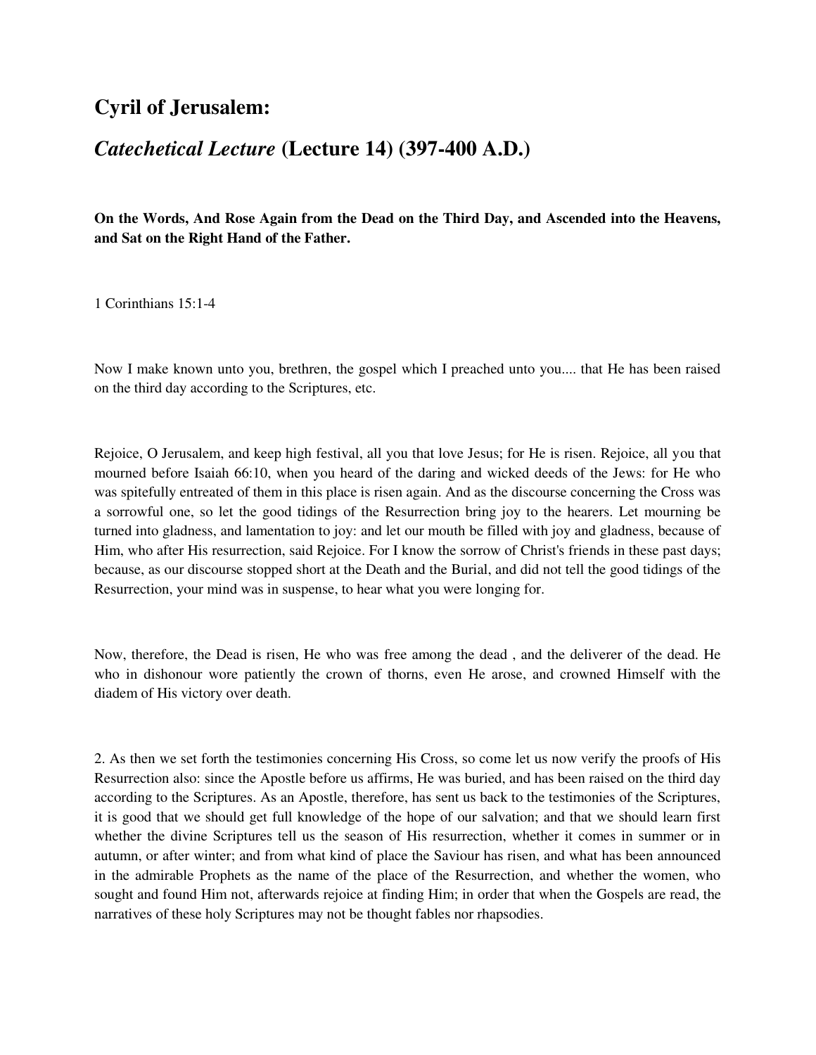## Cyril of Jerusalem:

## *Catechetical Lecture* (Lecture 14) (397-400 A.D.)

**On the Words, And Rose Again from the Dead on the Third Day, and Ascended into the Heavens, and Sat on the Right Hand of the Father.**

1 Corinthians 15:1-4

Now I make known unto you, brethren, the gospel which I preached unto you.... that He has been raised on the third day according to the Scriptures, etc.

Rejoice, O Jerusalem, and keep high festival, all you that love Jesus; for He is risen. Rejoice, all you that mourned before Isaiah 66:10, when you heard of the daring and wicked deeds of the Jews: for He who was spitefully entreated of them in this place is risen again. And as the discourse concerning the Cross was a sorrowful one, so let the good tidings of the Resurrection bring joy to the hearers. Let mourning be turned into gladness, and lamentation to joy: and let our mouth be filled with joy and gladness, because of Him, who after His resurrection, said Rejoice. For I know the sorrow of Christ's friends in these past days; because, as our discourse stopped short at the Death and the Burial, and did not tell the good tidings of the Resurrection, your mind was in suspense, to hear what you were longing for.

Now, therefore, the Dead is risen, He who was free among the dead , and the deliverer of the dead. He who in dishonour wore patiently the crown of thorns, even He arose, and crowned Himself with the diadem of His victory over death.

2. As then we set forth the testimonies concerning His Cross, so come let us now verify the proofs of His Resurrection also: since the Apostle before us affirms, He was buried, and has been raised on the third day according to the Scriptures. As an Apostle, therefore, has sent us back to the testimonies of the Scriptures, it is good that we should get full knowledge of the hope of our salvation; and that we should learn first whether the divine Scriptures tell us the season of His resurrection, whether it comes in summer or in autumn, or after winter; and from what kind of place the Saviour has risen, and what has been announced in the admirable Prophets as the name of the place of the Resurrection, and whether the women, who sought and found Him not, afterwards rejoice at finding Him; in order that when the Gospels are read, the narratives of these holy Scriptures may not be thought fables nor rhapsodies.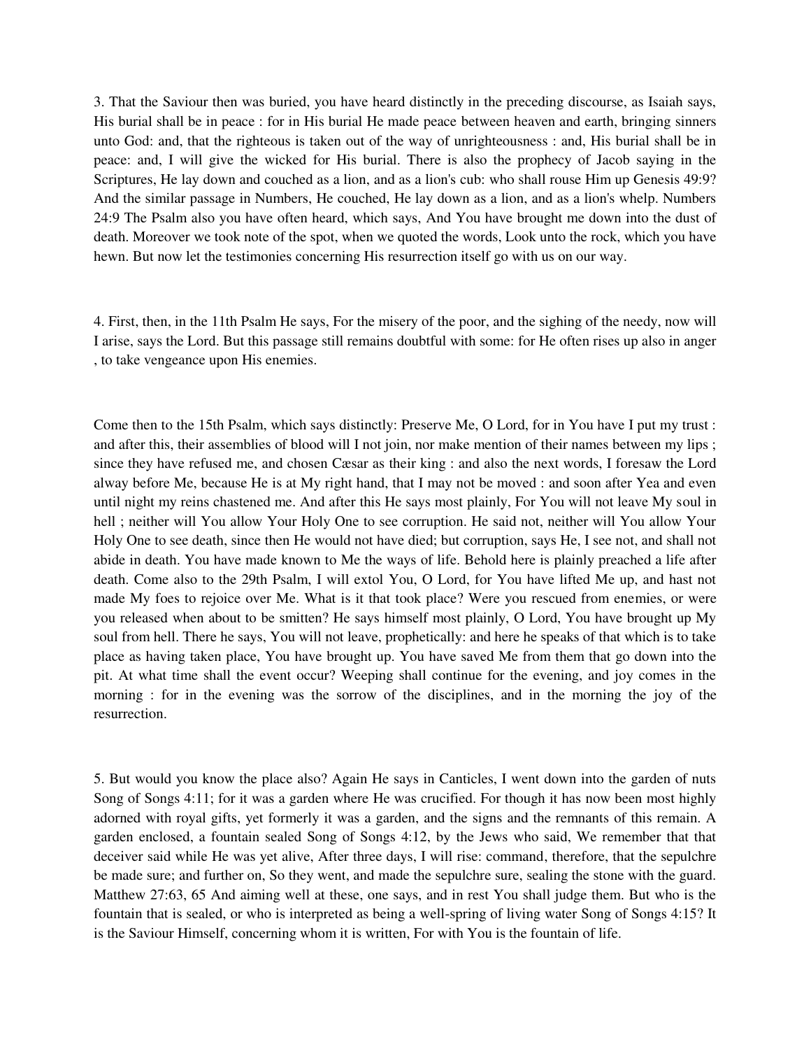3. That the Saviour then was buried, you have heard distinctly in the preceding discourse, as Isaiah says, His burial shall be in peace : for in His burial He made peace between heaven and earth, bringing sinners unto God: and, that the righteous is taken out of the way of unrighteousness : and, His burial shall be in peace: and, I will give the wicked for His burial. There is also the prophecy of Jacob saying in the Scriptures, He lay down and couched as a lion, and as a lion's cub: who shall rouse Him up Genesis 49:9? And the similar passage in Numbers, He couched, He lay down as a lion, and as a lion's whelp. Numbers 24:9 The Psalm also you have often heard, which says, And You have brought me down into the dust of death. Moreover we took note of the spot, when we quoted the words, Look unto the rock, which you have hewn. But now let the testimonies concerning His resurrection itself go with us on our way.

4. First, then, in the 11th Psalm He says, For the misery of the poor, and the sighing of the needy, now will I arise, says the Lord. But this passage still remains doubtful with some: for He often rises up also in anger , to take vengeance upon His enemies.

Come then to the 15th Psalm, which says distinctly: Preserve Me, O Lord, for in You have I put my trust : and after this, their assemblies of blood will I not join, nor make mention of their names between my lips ; since they have refused me, and chosen Cæsar as their king : and also the next words, I foresaw the Lord alway before Me, because He is at My right hand, that I may not be moved : and soon after Yea and even until night my reins chastened me. And after this He says most plainly, For You will not leave My soul in hell ; neither will You allow Your Holy One to see corruption. He said not, neither will You allow Your Holy One to see death, since then He would not have died; but corruption, says He, I see not, and shall not abide in death. You have made known to Me the ways of life. Behold here is plainly preached a life after death. Come also to the 29th Psalm, I will extol You, O Lord, for You have lifted Me up, and hast not made My foes to rejoice over Me. What is it that took place? Were you rescued from enemies, or were you released when about to be smitten? He says himself most plainly, O Lord, You have brought up My soul from hell. There he says, You will not leave, prophetically: and here he speaks of that which is to take place as having taken place, You have brought up. You have saved Me from them that go down into the pit. At what time shall the event occur? Weeping shall continue for the evening, and joy comes in the morning : for in the evening was the sorrow of the disciplines, and in the morning the joy of the resurrection.

5. But would you know the place also? Again He says in Canticles, I went down into the garden of nuts Song of Songs 4:11; for it was a garden where He was crucified. For though it has now been most highly adorned with royal gifts, yet formerly it was a garden, and the signs and the remnants of this remain. A garden enclosed, a fountain sealed Song of Songs 4:12, by the Jews who said, We remember that that deceiver said while He was yet alive, After three days, I will rise: command, therefore, that the sepulchre be made sure; and further on, So they went, and made the sepulchre sure, sealing the stone with the guard. Matthew 27:63, 65 And aiming well at these, one says, and in rest You shall judge them. But who is the fountain that is sealed, or who is interpreted as being a well-spring of living water Song of Songs 4:15? It is the Saviour Himself, concerning whom it is written, For with You is the fountain of life.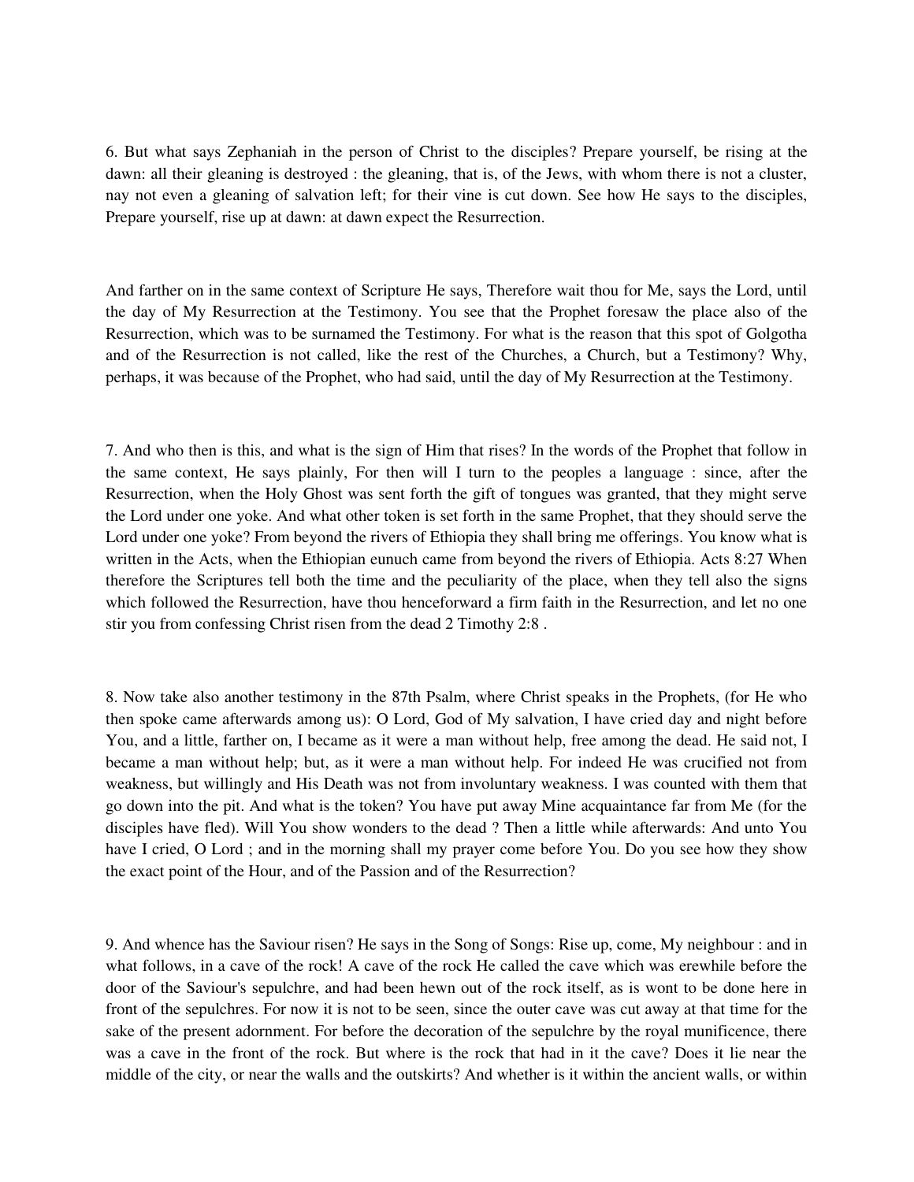6. But what says Zephaniah in the person of Christ to the disciples? Prepare yourself, be rising at the dawn: all their gleaning is destroyed : the gleaning, that is, of the Jews, with whom there is not a cluster, nay not even a gleaning of salvation left; for their vine is cut down. See how He says to the disciples, Prepare yourself, rise up at dawn: at dawn expect the Resurrection.

And farther on in the same context of Scripture He says, Therefore wait thou for Me, says the Lord, until the day of My Resurrection at the Testimony. You see that the Prophet foresaw the place also of the Resurrection, which was to be surnamed the Testimony. For what is the reason that this spot of Golgotha and of the Resurrection is not called, like the rest of the Churches, a Church, but a Testimony? Why, perhaps, it was because of the Prophet, who had said, until the day of My Resurrection at the Testimony.

7. And who then is this, and what is the sign of Him that rises? In the words of the Prophet that follow in the same context, He says plainly, For then will I turn to the peoples a language : since, after the Resurrection, when the Holy Ghost was sent forth the gift of tongues was granted, that they might serve the Lord under one yoke. And what other token is set forth in the same Prophet, that they should serve the Lord under one yoke? From beyond the rivers of Ethiopia they shall bring me offerings. You know what is written in the Acts, when the Ethiopian eunuch came from beyond the rivers of Ethiopia. Acts 8:27 When therefore the Scriptures tell both the time and the peculiarity of the place, when they tell also the signs which followed the Resurrection, have thou henceforward a firm faith in the Resurrection, and let no one stir you from confessing Christ risen from the dead 2 Timothy 2:8 .

8. Now take also another testimony in the 87th Psalm, where Christ speaks in the Prophets, (for He who then spoke came afterwards among us): O Lord, God of My salvation, I have cried day and night before You, and a little, farther on, I became as it were a man without help, free among the dead. He said not, I became a man without help; but, as it were a man without help. For indeed He was crucified not from weakness, but willingly and His Death was not from involuntary weakness. I was counted with them that go down into the pit. And what is the token? You have put away Mine acquaintance far from Me (for the disciples have fled). Will You show wonders to the dead ? Then a little while afterwards: And unto You have I cried, O Lord ; and in the morning shall my prayer come before You. Do you see how they show the exact point of the Hour, and of the Passion and of the Resurrection?

9. And whence has the Saviour risen? He says in the Song of Songs: Rise up, come, My neighbour : and in what follows, in a cave of the rock! A cave of the rock He called the cave which was erewhile before the door of the Saviour's sepulchre, and had been hewn out of the rock itself, as is wont to be done here in front of the sepulchres. For now it is not to be seen, since the outer cave was cut away at that time for the sake of the present adornment. For before the decoration of the sepulchre by the royal munificence, there was a cave in the front of the rock. But where is the rock that had in it the cave? Does it lie near the middle of the city, or near the walls and the outskirts? And whether is it within the ancient walls, or within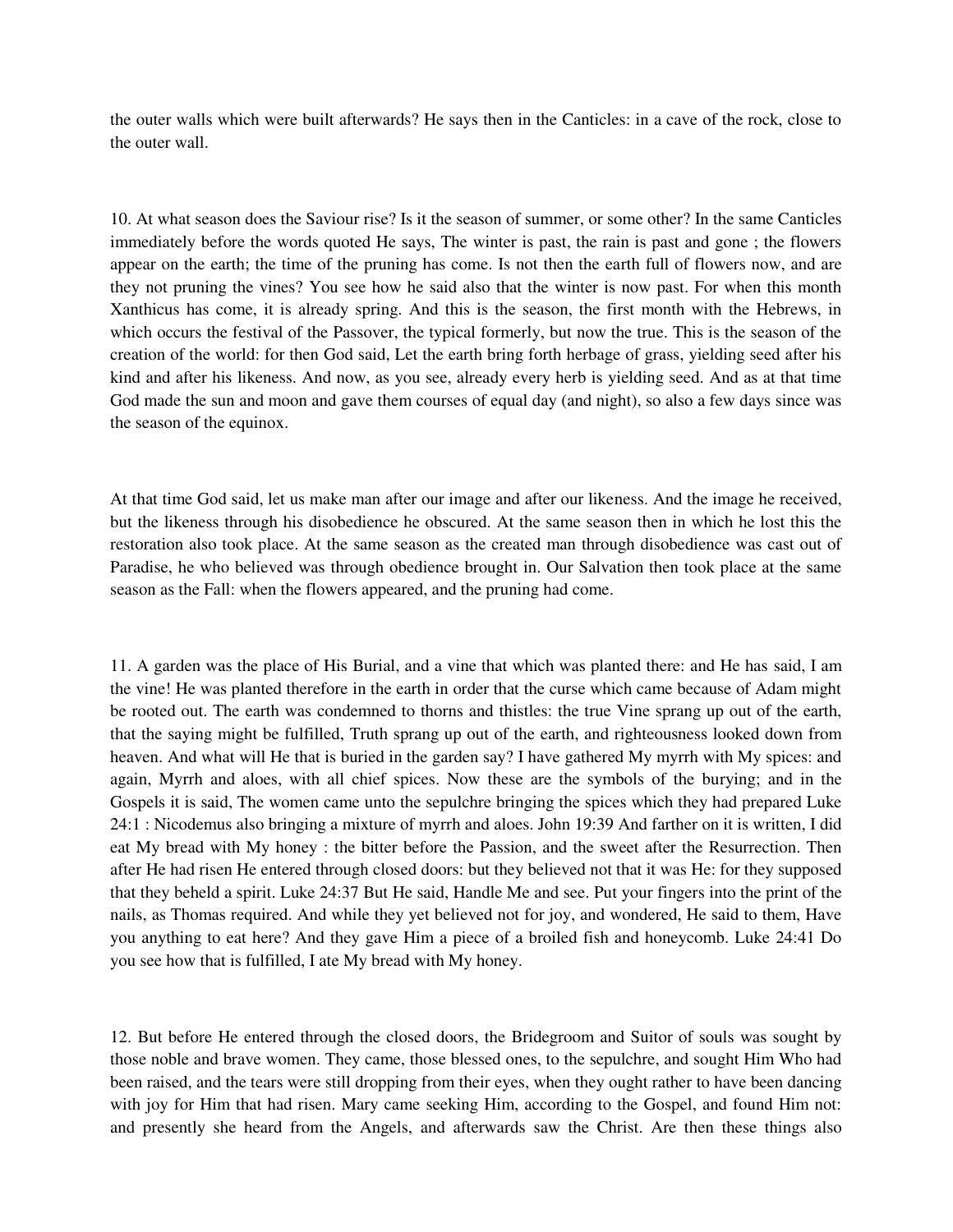the outer walls which were built afterwards? He says then in the Canticles: in a cave of the rock, close to the outer wall.

10. At what season does the Saviour rise? Is it the season of summer, or some other? In the same Canticles immediately before the words quoted He says, The winter is past, the rain is past and gone ; the flowers appear on the earth; the time of the pruning has come. Is not then the earth full of flowers now, and are they not pruning the vines? You see how he said also that the winter is now past. For when this month Xanthicus has come, it is already spring. And this is the season, the first month with the Hebrews, in which occurs the festival of the Passover, the typical formerly, but now the true. This is the season of the creation of the world: for then God said, Let the earth bring forth herbage of grass, yielding seed after his kind and after his likeness. And now, as you see, already every herb is yielding seed. And as at that time God made the sun and moon and gave them courses of equal day (and night), so also a few days since was the season of the equinox.

At that time God said, let us make man after our image and after our likeness. And the image he received, but the likeness through his disobedience he obscured. At the same season then in which he lost this the restoration also took place. At the same season as the created man through disobedience was cast out of Paradise, he who believed was through obedience brought in. Our Salvation then took place at the same season as the Fall: when the flowers appeared, and the pruning had come.

11. A garden was the place of His Burial, and a vine that which was planted there: and He has said, I am the vine! He was planted therefore in the earth in order that the curse which came because of Adam might be rooted out. The earth was condemned to thorns and thistles: the true Vine sprang up out of the earth, that the saying might be fulfilled, Truth sprang up out of the earth, and righteousness looked down from heaven. And what will He that is buried in the garden say? I have gathered My myrrh with My spices: and again, Myrrh and aloes, with all chief spices. Now these are the symbols of the burying; and in the Gospels it is said, The women came unto the sepulchre bringing the spices which they had prepared Luke 24:1 : Nicodemus also bringing a mixture of myrrh and aloes. John 19:39 And farther on it is written, I did eat My bread with My honey : the bitter before the Passion, and the sweet after the Resurrection. Then after He had risen He entered through closed doors: but they believed not that it was He: for they supposed that they beheld a spirit. Luke 24:37 But He said, Handle Me and see. Put your fingers into the print of the nails, as Thomas required. And while they yet believed not for joy, and wondered, He said to them, Have you anything to eat here? And they gave Him a piece of a broiled fish and honeycomb. Luke 24:41 Do you see how that is fulfilled, I ate My bread with My honey.

12. But before He entered through the closed doors, the Bridegroom and Suitor of souls was sought by those noble and brave women. They came, those blessed ones, to the sepulchre, and sought Him Who had been raised, and the tears were still dropping from their eyes, when they ought rather to have been dancing with joy for Him that had risen. Mary came seeking Him, according to the Gospel, and found Him not: and presently she heard from the Angels, and afterwards saw the Christ. Are then these things also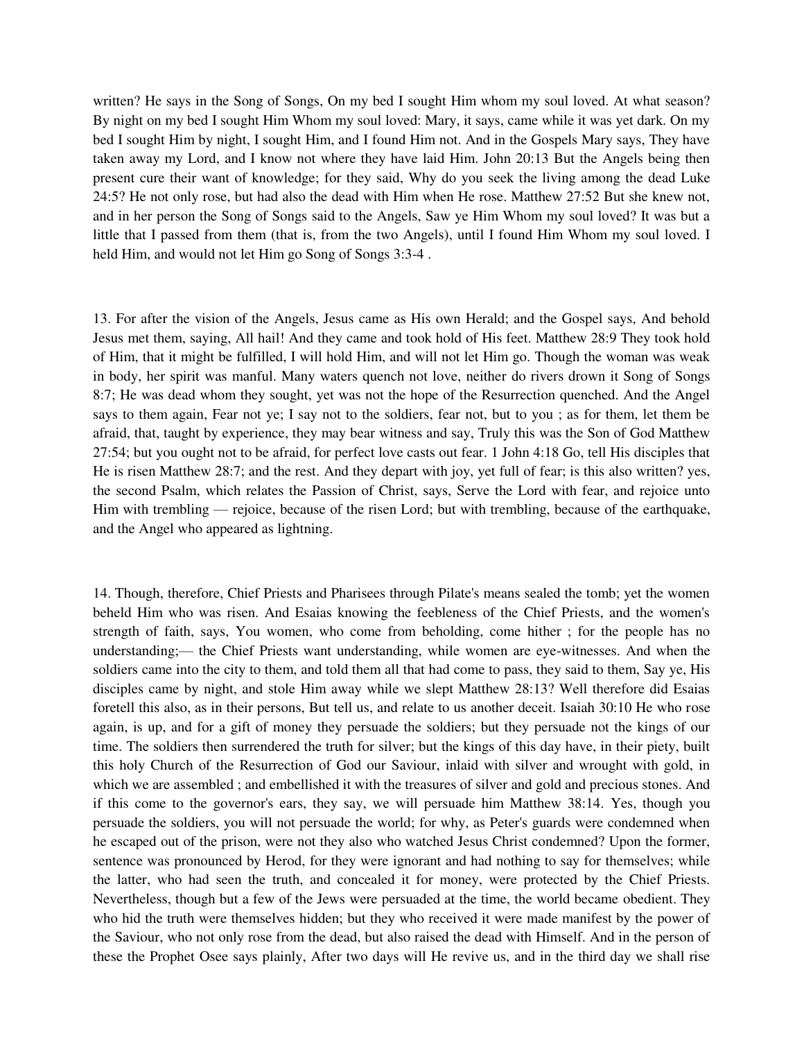written? He says in the Song of Songs, On my bed I sought Him whom my soul loved. At what season? By night on my bed I sought Him Whom my soul loved: Mary, it says, came while it was yet dark. On my bed I sought Him by night, I sought Him, and I found Him not. And in the Gospels Mary says, They have taken away my Lord, and I know not where they have laid Him. John 20:13 But the Angels being then present cure their want of knowledge; for they said, Why do you seek the living among the dead Luke 24:5? He not only rose, but had also the dead with Him when He rose. Matthew 27:52 But she knew not, and in her person the Song of Songs said to the Angels, Saw ye Him Whom my soul loved? It was but a little that I passed from them (that is, from the two Angels), until I found Him Whom my soul loved. I held Him, and would not let Him go Song of Songs 3:3-4 .

13. For after the vision of the Angels, Jesus came as His own Herald; and the Gospel says, And behold Jesus met them, saying, All hail! And they came and took hold of His feet. Matthew 28:9 They took hold of Him, that it might be fulfilled, I will hold Him, and will not let Him go. Though the woman was weak in body, her spirit was manful. Many waters quench not love, neither do rivers drown it Song of Songs 8:7; He was dead whom they sought, yet was not the hope of the Resurrection quenched. And the Angel says to them again, Fear not ye; I say not to the soldiers, fear not, but to you ; as for them, let them be afraid, that, taught by experience, they may bear witness and say, Truly this was the Son of God Matthew 27:54; but you ought not to be afraid, for perfect love casts out fear. 1 John 4:18 Go, tell His disciples that He is risen Matthew 28:7; and the rest. And they depart with joy, yet full of fear; is this also written? yes, the second Psalm, which relates the Passion of Christ, says, Serve the Lord with fear, and rejoice unto Him with trembling — rejoice, because of the risen Lord; but with trembling, because of the earthquake, and the Angel who appeared as lightning.

14. Though, therefore, Chief Priests and Pharisees through Pilate's means sealed the tomb; yet the women beheld Him who was risen. And Esaias knowing the feebleness of the Chief Priests, and the women's strength of faith, says, You women, who come from beholding, come hither ; for the people has no understanding;— the Chief Priests want understanding, while women are eye-witnesses. And when the soldiers came into the city to them, and told them all that had come to pass, they said to them, Say ye, His disciples came by night, and stole Him away while we slept Matthew 28:13? Well therefore did Esaias foretell this also, as in their persons, But tell us, and relate to us another deceit. Isaiah 30:10 He who rose again, is up, and for a gift of money they persuade the soldiers; but they persuade not the kings of our time. The soldiers then surrendered the truth for silver; but the kings of this day have, in their piety, built this holy Church of the Resurrection of God our Saviour, inlaid with silver and wrought with gold, in which we are assembled ; and embellished it with the treasures of silver and gold and precious stones. And if this come to the governor's ears, they say, we will persuade him Matthew 38:14. Yes, though you persuade the soldiers, you will not persuade the world; for why, as Peter's guards were condemned when he escaped out of the prison, were not they also who watched Jesus Christ condemned? Upon the former, sentence was pronounced by Herod, for they were ignorant and had nothing to say for themselves; while the latter, who had seen the truth, and concealed it for money, were protected by the Chief Priests. Nevertheless, though but a few of the Jews were persuaded at the time, the world became obedient. They who hid the truth were themselves hidden; but they who received it were made manifest by the power of the Saviour, who not only rose from the dead, but also raised the dead with Himself. And in the person of these the Prophet Osee says plainly, After two days will He revive us, and in the third day we shall rise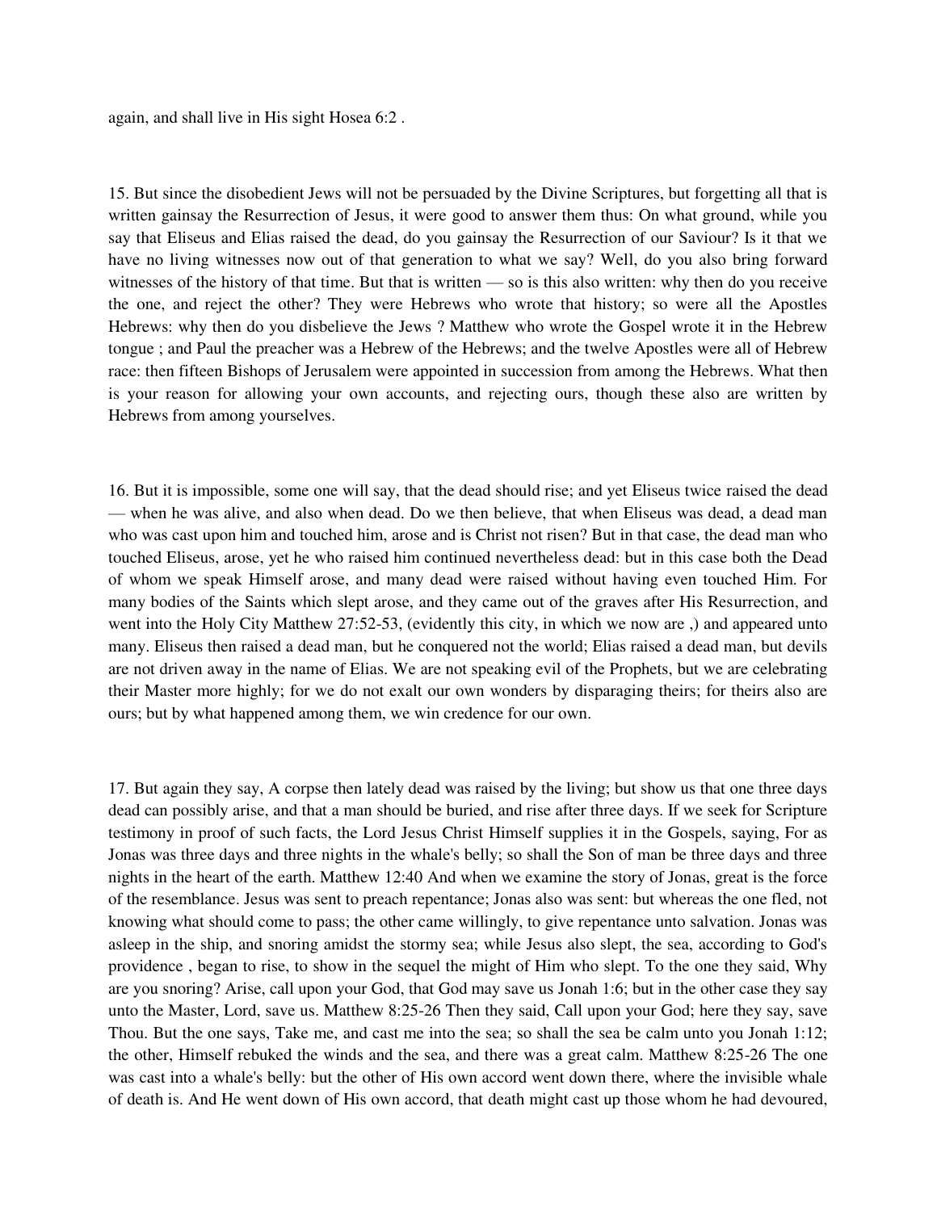again, and shall live in His sight Hosea 6:2 .

15. But since the disobedient Jews will not be persuaded by the Divine Scriptures, but forgetting all that is written gainsay the Resurrection of Jesus, it were good to answer them thus: On what ground, while you say that Eliseus and Elias raised the dead, do you gainsay the Resurrection of our Saviour? Is it that we have no living witnesses now out of that generation to what we say? Well, do you also bring forward witnesses of the history of that time. But that is written — so is this also written: why then do you receive the one, and reject the other? They were Hebrews who wrote that history; so were all the Apostles Hebrews: why then do you disbelieve the Jews ? Matthew who wrote the Gospel wrote it in the Hebrew tongue ; and Paul the preacher was a Hebrew of the Hebrews; and the twelve Apostles were all of Hebrew race: then fifteen Bishops of Jerusalem were appointed in succession from among the Hebrews. What then is your reason for allowing your own accounts, and rejecting ours, though these also are written by Hebrews from among yourselves.

16. But it is impossible, some one will say, that the dead should rise; and yet Eliseus twice raised the dead — when he was alive, and also when dead. Do we then believe, that when Eliseus was dead, a dead man who was cast upon him and touched him, arose and is Christ not risen? But in that case, the dead man who touched Eliseus, arose, yet he who raised him continued nevertheless dead: but in this case both the Dead of whom we speak Himself arose, and many dead were raised without having even touched Him. For many bodies of the Saints which slept arose, and they came out of the graves after His Resurrection, and went into the Holy City Matthew 27:52-53, (evidently this city, in which we now are ,) and appeared unto many. Eliseus then raised a dead man, but he conquered not the world; Elias raised a dead man, but devils are not driven away in the name of Elias. We are not speaking evil of the Prophets, but we are celebrating their Master more highly; for we do not exalt our own wonders by disparaging theirs; for theirs also are ours; but by what happened among them, we win credence for our own.

17. But again they say, A corpse then lately dead was raised by the living; but show us that one three days dead can possibly arise, and that a man should be buried, and rise after three days. If we seek for Scripture testimony in proof of such facts, the Lord Jesus Christ Himself supplies it in the Gospels, saying, For as Jonas was three days and three nights in the whale's belly; so shall the Son of man be three days and three nights in the heart of the earth. Matthew 12:40 And when we examine the story of Jonas, great is the force of the resemblance. Jesus was sent to preach repentance; Jonas also was sent: but whereas the one fled, not knowing what should come to pass; the other came willingly, to give repentance unto salvation. Jonas was asleep in the ship, and snoring amidst the stormy sea; while Jesus also slept, the sea, according to God's providence , began to rise, to show in the sequel the might of Him who slept. To the one they said, Why are you snoring? Arise, call upon your God, that God may save us Jonah 1:6; but in the other case they say unto the Master, Lord, save us. Matthew 8:25-26 Then they said, Call upon your God; here they say, save Thou. But the one says, Take me, and cast me into the sea; so shall the sea be calm unto you Jonah 1:12; the other, Himself rebuked the winds and the sea, and there was a great calm. Matthew 8:25-26 The one was cast into a whale's belly: but the other of His own accord went down there, where the invisible whale of death is. And He went down of His own accord, that death might cast up those whom he had devoured,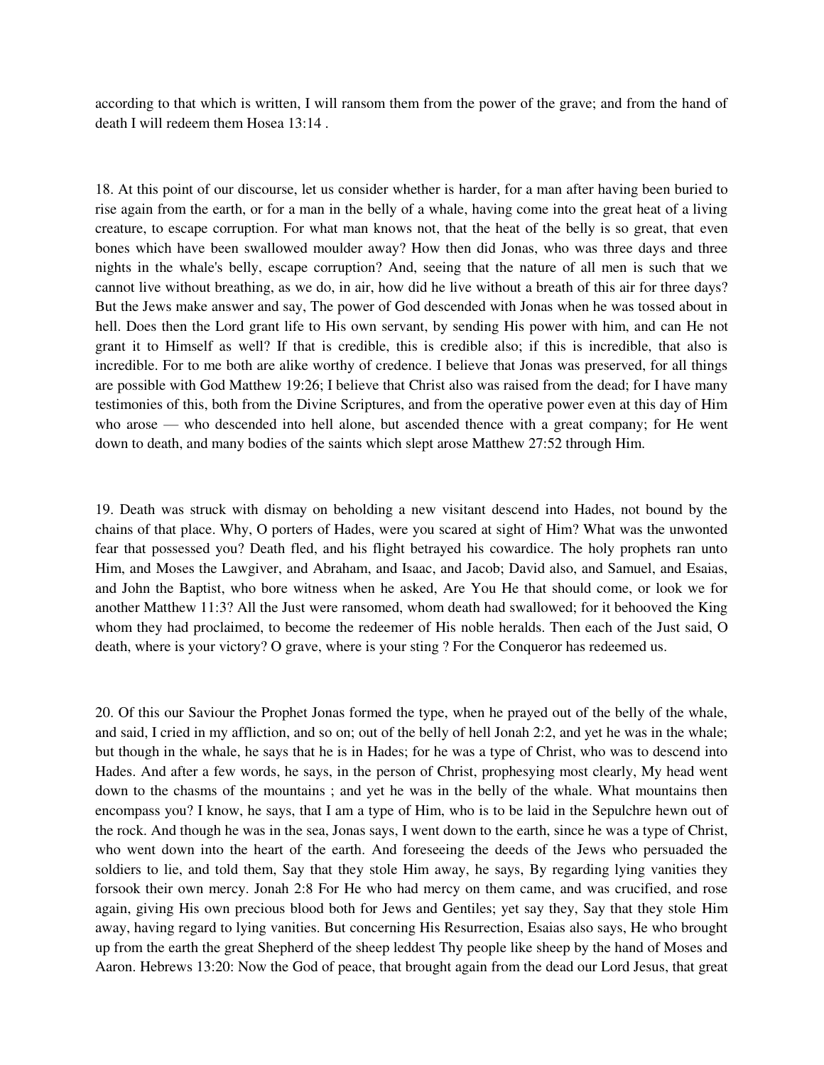according to that which is written, I will ransom them from the power of the grave; and from the hand of death I will redeem them Hosea 13:14 .

18. At this point of our discourse, let us consider whether is harder, for a man after having been buried to rise again from the earth, or for a man in the belly of a whale, having come into the great heat of a living creature, to escape corruption. For what man knows not, that the heat of the belly is so great, that even bones which have been swallowed moulder away? How then did Jonas, who was three days and three nights in the whale's belly, escape corruption? And, seeing that the nature of all men is such that we cannot live without breathing, as we do, in air, how did he live without a breath of this air for three days? But the Jews make answer and say, The power of God descended with Jonas when he was tossed about in hell. Does then the Lord grant life to His own servant, by sending His power with him, and can He not grant it to Himself as well? If that is credible, this is credible also; if this is incredible, that also is incredible. For to me both are alike worthy of credence. I believe that Jonas was preserved, for all things are possible with God Matthew 19:26; I believe that Christ also was raised from the dead; for I have many testimonies of this, both from the Divine Scriptures, and from the operative power even at this day of Him who arose — who descended into hell alone, but ascended thence with a great company; for He went down to death, and many bodies of the saints which slept arose Matthew 27:52 through Him.

19. Death was struck with dismay on beholding a new visitant descend into Hades, not bound by the chains of that place. Why, O porters of Hades, were you scared at sight of Him? What was the unwonted fear that possessed you? Death fled, and his flight betrayed his cowardice. The holy prophets ran unto Him, and Moses the Lawgiver, and Abraham, and Isaac, and Jacob; David also, and Samuel, and Esaias, and John the Baptist, who bore witness when he asked, Are You He that should come, or look we for another Matthew 11:3? All the Just were ransomed, whom death had swallowed; for it behooved the King whom they had proclaimed, to become the redeemer of His noble heralds. Then each of the Just said, O death, where is your victory? O grave, where is your sting ? For the Conqueror has redeemed us.

20. Of this our Saviour the Prophet Jonas formed the type, when he prayed out of the belly of the whale, and said, I cried in my affliction, and so on; out of the belly of hell Jonah 2:2, and yet he was in the whale; but though in the whale, he says that he is in Hades; for he was a type of Christ, who was to descend into Hades. And after a few words, he says, in the person of Christ, prophesying most clearly, My head went down to the chasms of the mountains ; and yet he was in the belly of the whale. What mountains then encompass you? I know, he says, that I am a type of Him, who is to be laid in the Sepulchre hewn out of the rock. And though he was in the sea, Jonas says, I went down to the earth, since he was a type of Christ, who went down into the heart of the earth. And foreseeing the deeds of the Jews who persuaded the soldiers to lie, and told them, Say that they stole Him away, he says, By regarding lying vanities they forsook their own mercy. Jonah 2:8 For He who had mercy on them came, and was crucified, and rose again, giving His own precious blood both for Jews and Gentiles; yet say they, Say that they stole Him away, having regard to lying vanities. But concerning His Resurrection, Esaias also says, He who brought up from the earth the great Shepherd of the sheep leddest Thy people like sheep by the hand of Moses and Aaron. Hebrews 13:20: Now the God of peace, that brought again from the dead our Lord Jesus, that great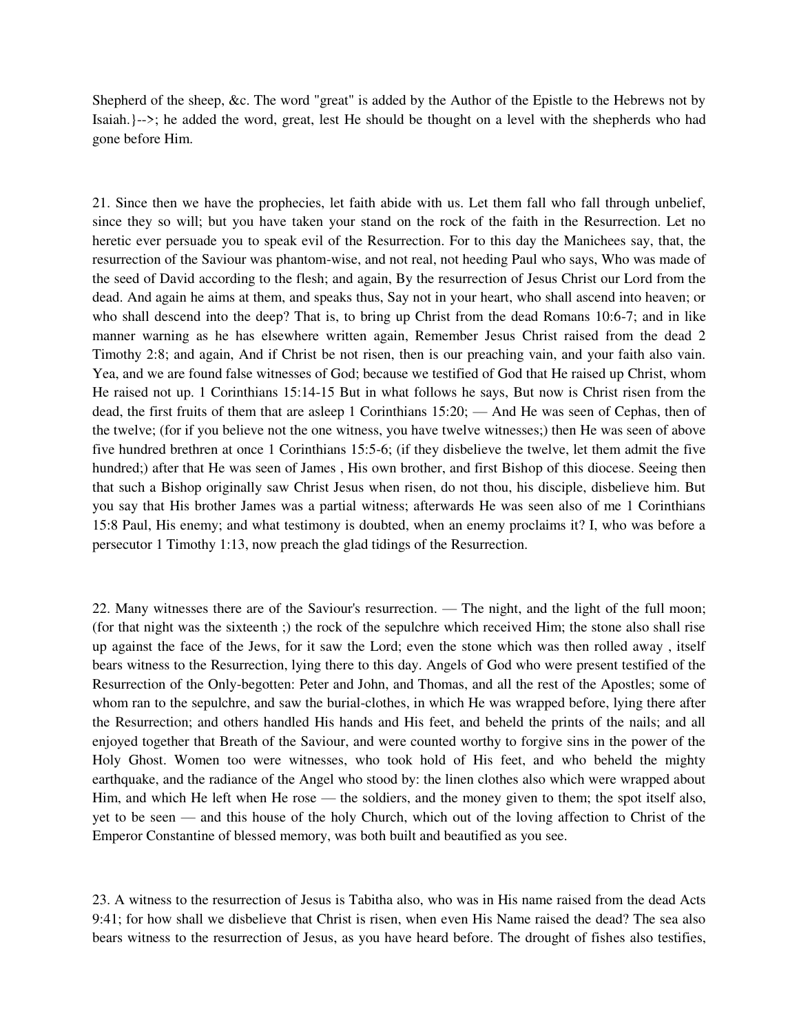Shepherd of the sheep, &c. The word "great" is added by the Author of the Epistle to the Hebrews not by Isaiah.}-->; he added the word, great, lest He should be thought on a level with the shepherds who had gone before Him.

21. Since then we have the prophecies, let faith abide with us. Let them fall who fall through unbelief, since they so will; but you have taken your stand on the rock of the faith in the Resurrection. Let no heretic ever persuade you to speak evil of the Resurrection. For to this day the Manichees say, that, the resurrection of the Saviour was phantom-wise, and not real, not heeding Paul who says, Who was made of the seed of David according to the flesh; and again, By the resurrection of Jesus Christ our Lord from the dead. And again he aims at them, and speaks thus, Say not in your heart, who shall ascend into heaven; or who shall descend into the deep? That is, to bring up Christ from the dead Romans 10:6-7; and in like manner warning as he has elsewhere written again, Remember Jesus Christ raised from the dead 2 Timothy 2:8; and again, And if Christ be not risen, then is our preaching vain, and your faith also vain. Yea, and we are found false witnesses of God; because we testified of God that He raised up Christ, whom He raised not up. 1 Corinthians 15:14-15 But in what follows he says, But now is Christ risen from the dead, the first fruits of them that are asleep 1 Corinthians 15:20; — And He was seen of Cephas, then of the twelve; (for if you believe not the one witness, you have twelve witnesses;) then He was seen of above five hundred brethren at once 1 Corinthians 15:5-6; (if they disbelieve the twelve, let them admit the five hundred;) after that He was seen of James , His own brother, and first Bishop of this diocese. Seeing then that such a Bishop originally saw Christ Jesus when risen, do not thou, his disciple, disbelieve him. But you say that His brother James was a partial witness; afterwards He was seen also of me 1 Corinthians 15:8 Paul, His enemy; and what testimony is doubted, when an enemy proclaims it? I, who was before a persecutor 1 Timothy 1:13, now preach the glad tidings of the Resurrection.

22. Many witnesses there are of the Saviour's resurrection. — The night, and the light of the full moon; (for that night was the sixteenth ;) the rock of the sepulchre which received Him; the stone also shall rise up against the face of the Jews, for it saw the Lord; even the stone which was then rolled away , itself bears witness to the Resurrection, lying there to this day. Angels of God who were present testified of the Resurrection of the Only-begotten: Peter and John, and Thomas, and all the rest of the Apostles; some of whom ran to the sepulchre, and saw the burial-clothes, in which He was wrapped before, lying there after the Resurrection; and others handled His hands and His feet, and beheld the prints of the nails; and all enjoyed together that Breath of the Saviour, and were counted worthy to forgive sins in the power of the Holy Ghost. Women too were witnesses, who took hold of His feet, and who beheld the mighty earthquake, and the radiance of the Angel who stood by: the linen clothes also which were wrapped about Him, and which He left when He rose — the soldiers, and the money given to them; the spot itself also, yet to be seen — and this house of the holy Church, which out of the loving affection to Christ of the Emperor Constantine of blessed memory, was both built and beautified as you see.

23. A witness to the resurrection of Jesus is Tabitha also, who was in His name raised from the dead Acts 9:41; for how shall we disbelieve that Christ is risen, when even His Name raised the dead? The sea also bears witness to the resurrection of Jesus, as you have heard before. The drought of fishes also testifies,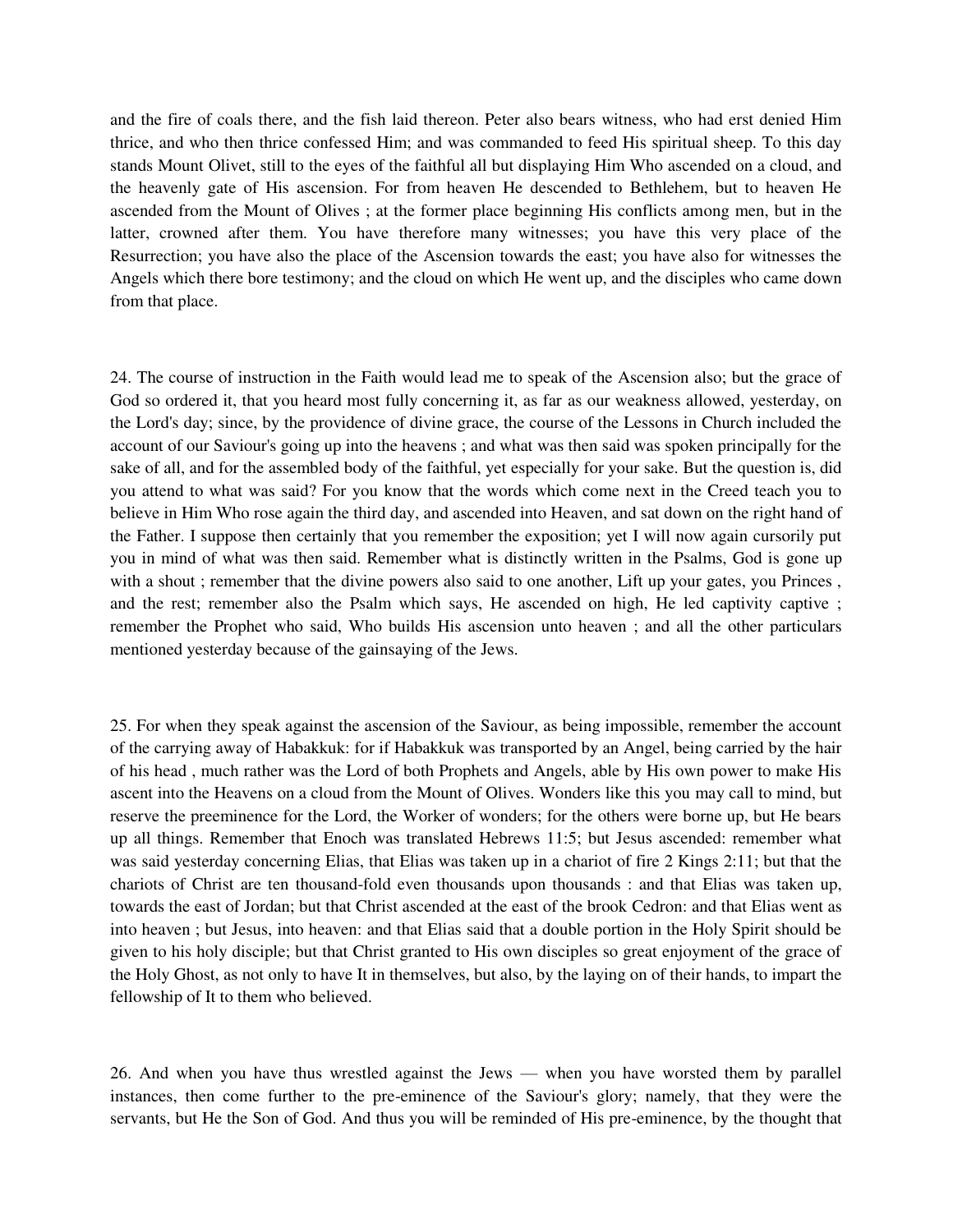and the fire of coals there, and the fish laid thereon. Peter also bears witness, who had erst denied Him thrice, and who then thrice confessed Him; and was commanded to feed His spiritual sheep. To this day stands Mount Olivet, still to the eyes of the faithful all but displaying Him Who ascended on a cloud, and the heavenly gate of His ascension. For from heaven He descended to Bethlehem, but to heaven He ascended from the Mount of Olives ; at the former place beginning His conflicts among men, but in the latter, crowned after them. You have therefore many witnesses; you have this very place of the Resurrection; you have also the place of the Ascension towards the east; you have also for witnesses the Angels which there bore testimony; and the cloud on which He went up, and the disciples who came down from that place.

24. The course of instruction in the Faith would lead me to speak of the Ascension also; but the grace of God so ordered it, that you heard most fully concerning it, as far as our weakness allowed, yesterday, on the Lord's day; since, by the providence of divine grace, the course of the Lessons in Church included the account of our Saviour's going up into the heavens ; and what was then said was spoken principally for the sake of all, and for the assembled body of the faithful, yet especially for your sake. But the question is, did you attend to what was said? For you know that the words which come next in the Creed teach you to believe in Him Who rose again the third day, and ascended into Heaven, and sat down on the right hand of the Father. I suppose then certainly that you remember the exposition; yet I will now again cursorily put you in mind of what was then said. Remember what is distinctly written in the Psalms, God is gone up with a shout ; remember that the divine powers also said to one another, Lift up your gates, you Princes , and the rest; remember also the Psalm which says, He ascended on high, He led captivity captive ; remember the Prophet who said, Who builds His ascension unto heaven ; and all the other particulars mentioned yesterday because of the gainsaying of the Jews.

25. For when they speak against the ascension of the Saviour, as being impossible, remember the account of the carrying away of Habakkuk: for if Habakkuk was transported by an Angel, being carried by the hair of his head , much rather was the Lord of both Prophets and Angels, able by His own power to make His ascent into the Heavens on a cloud from the Mount of Olives. Wonders like this you may call to mind, but reserve the preeminence for the Lord, the Worker of wonders; for the others were borne up, but He bears up all things. Remember that Enoch was translated Hebrews 11:5; but Jesus ascended: remember what was said yesterday concerning Elias, that Elias was taken up in a chariot of fire 2 Kings 2:11; but that the chariots of Christ are ten thousand-fold even thousands upon thousands : and that Elias was taken up, towards the east of Jordan; but that Christ ascended at the east of the brook Cedron: and that Elias went as into heaven ; but Jesus, into heaven: and that Elias said that a double portion in the Holy Spirit should be given to his holy disciple; but that Christ granted to His own disciples so great enjoyment of the grace of the Holy Ghost, as not only to have It in themselves, but also, by the laying on of their hands, to impart the fellowship of It to them who believed.

26. And when you have thus wrestled against the Jews — when you have worsted them by parallel instances, then come further to the pre-eminence of the Saviour's glory; namely, that they were the servants, but He the Son of God. And thus you will be reminded of His pre-eminence, by the thought that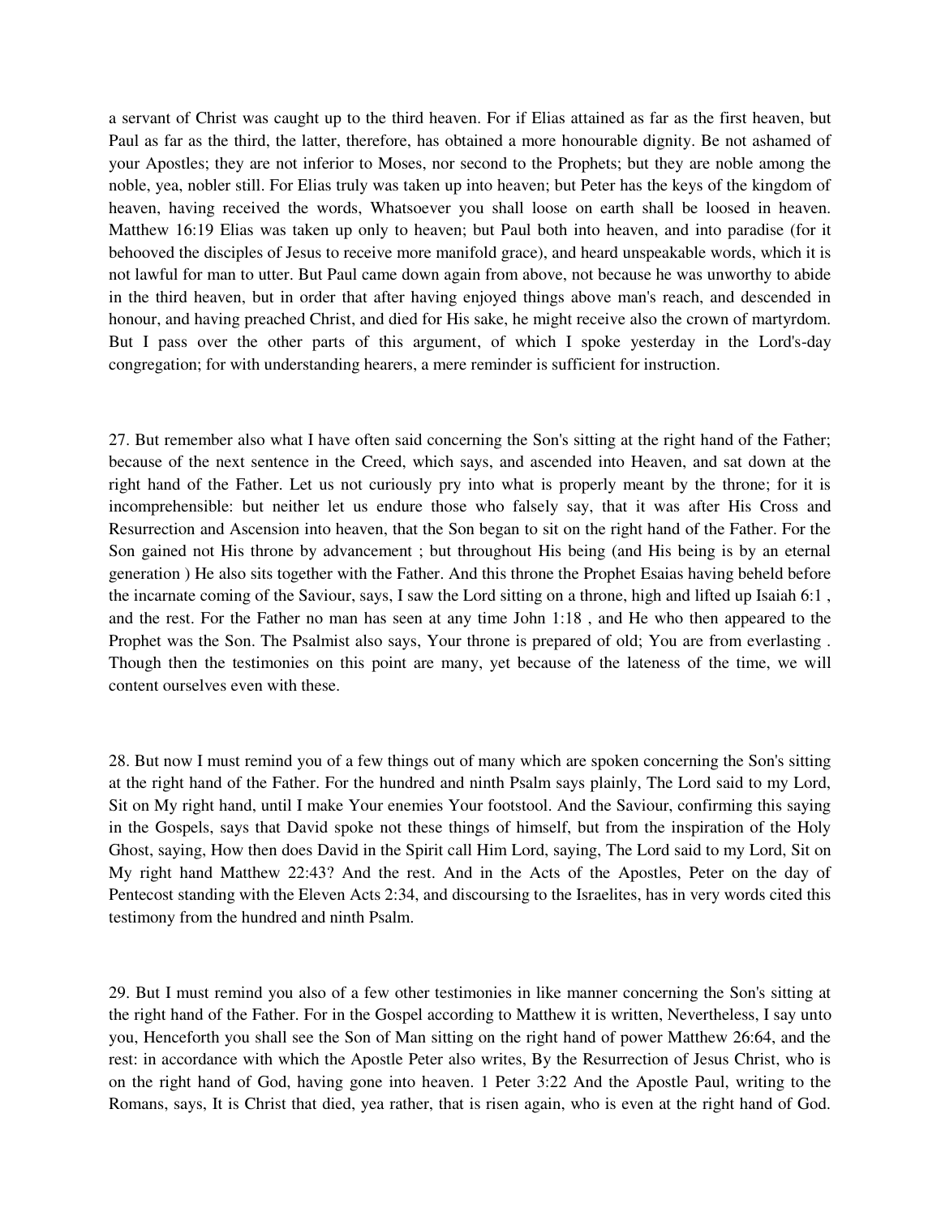a servant of Christ was caught up to the third heaven. For if Elias attained as far as the first heaven, but Paul as far as the third, the latter, therefore, has obtained a more honourable dignity. Be not ashamed of your Apostles; they are not inferior to Moses, nor second to the Prophets; but they are noble among the noble, yea, nobler still. For Elias truly was taken up into heaven; but Peter has the keys of the kingdom of heaven, having received the words, Whatsoever you shall loose on earth shall be loosed in heaven. Matthew 16:19 Elias was taken up only to heaven; but Paul both into heaven, and into paradise (for it behooved the disciples of Jesus to receive more manifold grace), and heard unspeakable words, which it is not lawful for man to utter. But Paul came down again from above, not because he was unworthy to abide in the third heaven, but in order that after having enjoyed things above man's reach, and descended in honour, and having preached Christ, and died for His sake, he might receive also the crown of martyrdom. But I pass over the other parts of this argument, of which I spoke yesterday in the Lord's-day congregation; for with understanding hearers, a mere reminder is sufficient for instruction.

27. But remember also what I have often said concerning the Son's sitting at the right hand of the Father; because of the next sentence in the Creed, which says, and ascended into Heaven, and sat down at the right hand of the Father. Let us not curiously pry into what is properly meant by the throne; for it is incomprehensible: but neither let us endure those who falsely say, that it was after His Cross and Resurrection and Ascension into heaven, that the Son began to sit on the right hand of the Father. For the Son gained not His throne by advancement ; but throughout His being (and His being is by an eternal generation ) He also sits together with the Father. And this throne the Prophet Esaias having beheld before the incarnate coming of the Saviour, says, I saw the Lord sitting on a throne, high and lifted up Isaiah 6:1 , and the rest. For the Father no man has seen at any time John 1:18 , and He who then appeared to the Prophet was the Son. The Psalmist also says, Your throne is prepared of old; You are from everlasting . Though then the testimonies on this point are many, yet because of the lateness of the time, we will content ourselves even with these.

28. But now I must remind you of a few things out of many which are spoken concerning the Son's sitting at the right hand of the Father. For the hundred and ninth Psalm says plainly, The Lord said to my Lord, Sit on My right hand, until I make Your enemies Your footstool. And the Saviour, confirming this saying in the Gospels, says that David spoke not these things of himself, but from the inspiration of the Holy Ghost, saying, How then does David in the Spirit call Him Lord, saying, The Lord said to my Lord, Sit on My right hand Matthew 22:43? And the rest. And in the Acts of the Apostles, Peter on the day of Pentecost standing with the Eleven Acts 2:34, and discoursing to the Israelites, has in very words cited this testimony from the hundred and ninth Psalm.

29. But I must remind you also of a few other testimonies in like manner concerning the Son's sitting at the right hand of the Father. For in the Gospel according to Matthew it is written, Nevertheless, I say unto you, Henceforth you shall see the Son of Man sitting on the right hand of power Matthew 26:64, and the rest: in accordance with which the Apostle Peter also writes, By the Resurrection of Jesus Christ, who is on the right hand of God, having gone into heaven. 1 Peter 3:22 And the Apostle Paul, writing to the Romans, says, It is Christ that died, yea rather, that is risen again, who is even at the right hand of God.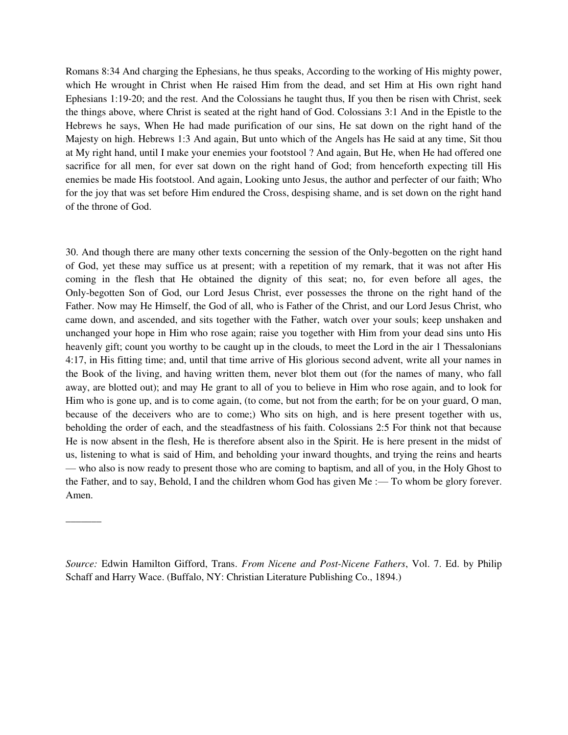Romans 8:34 And charging the Ephesians, he thus speaks, According to the working of His mighty power, which He wrought in Christ when He raised Him from the dead, and set Him at His own right hand Ephesians 1:19-20; and the rest. And the Colossians he taught thus, If you then be risen with Christ, seek the things above, where Christ is seated at the right hand of God. Colossians 3:1 And in the Epistle to the Hebrews he says, When He had made purification of our sins, He sat down on the right hand of the Majesty on high. Hebrews 1:3 And again, But unto which of the Angels has He said at any time, Sit thou at My right hand, until I make your enemies your footstool ? And again, But He, when He had offered one sacrifice for all men, for ever sat down on the right hand of God; from henceforth expecting till His enemies be made His footstool. And again, Looking unto Jesus, the author and perfecter of our faith; Who for the joy that was set before Him endured the Cross, despising shame, and is set down on the right hand of the throne of God.

30. And though there are many other texts concerning the session of the Only-begotten on the right hand of God, yet these may suffice us at present; with a repetition of my remark, that it was not after His coming in the flesh that He obtained the dignity of this seat; no, for even before all ages, the Only-begotten Son of God, our Lord Jesus Christ, ever possesses the throne on the right hand of the Father. Now may He Himself, the God of all, who is Father of the Christ, and our Lord Jesus Christ, who came down, and ascended, and sits together with the Father, watch over your souls; keep unshaken and unchanged your hope in Him who rose again; raise you together with Him from your dead sins unto His heavenly gift; count you worthy to be caught up in the clouds, to meet the Lord in the air 1 Thessalonians 4:17, in His fitting time; and, until that time arrive of His glorious second advent, write all your names in the Book of the living, and having written them, never blot them out (for the names of many, who fall away, are blotted out); and may He grant to all of you to believe in Him who rose again, and to look for Him who is gone up, and is to come again, (to come, but not from the earth; for be on your guard, O man, because of the deceivers who are to come;) Who sits on high, and is here present together with us, beholding the order of each, and the steadfastness of his faith. Colossians 2:5 For think not that because He is now absent in the flesh, He is therefore absent also in the Spirit. He is here present in the midst of us, listening to what is said of Him, and beholding your inward thoughts, and trying the reins and hearts — who also is now ready to present those who are coming to baptism, and all of you, in the Holy Ghost to the Father, and to say, Behold, I and the children whom God has given Me :— To whom be glory forever. Amen.

_______

*Source:* Edwin Hamilton Gifford, Trans. *From Nicene and Post-Nicene Fathers*, Vol. 7. Ed. by Philip Schaff and Harry Wace. (Buffalo, NY: Christian Literature Publishing Co., 1894.)